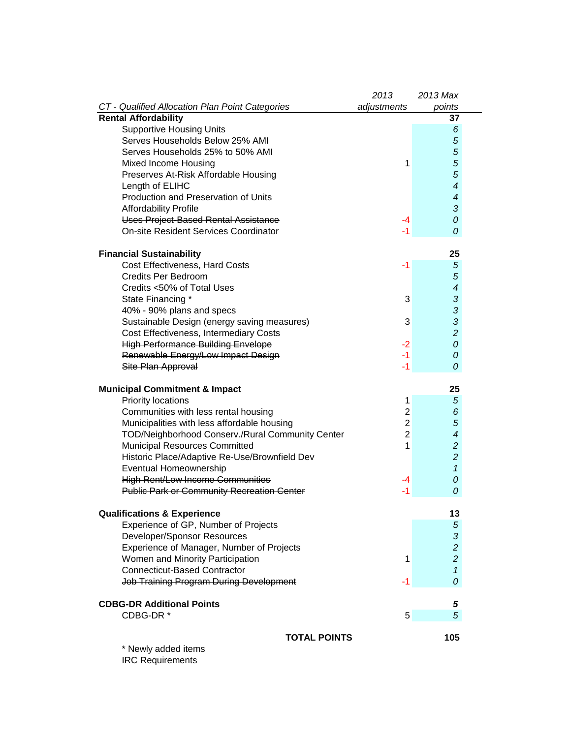| *CT - Qualified Allocation Plan Point Categories* | *2013 adjustments* | *2013 Max points* |
| --- | --- | --- |
| **Rental Affordability** | | **37** |
| Supportive Housing Units | | *6* |
| Serves Households Below 25% AMI | | *5* |
| Serves Households 25% to 50% AMI | | *5* |
| Mixed Income Housing | 1 | *5* |
| Preserves At-Risk Affordable Housing | | *5* |
| Length of ELIHC | | *4* |
| Production and Preservation of Units | | *4* |
| Affordability Profile | | *3* |
| ~~Uses Project-Based Rental Assistance~~ | -4 | *0* |
| ~~On-site Resident Services Coordinator~~ | -1 | *0* |
| | | |
| **Financial Sustainability** | | **25** |
| Cost Effectiveness, Hard Costs | -1 | *5* |
| Credits Per Bedroom | | *5* |
| Credits <50% of Total Uses | | *4* |
| State Financing * | 3 | *3* |
| 40% - 90% plans and specs | | *3* |
| Sustainable Design (energy saving measures) | 3 | *3* |
| Cost Effectiveness, Intermediary Costs | | *2* |
| ~~High Performance Building Envelope~~ | -2 | *0* |
| ~~Renewable Energy/Low Impact Design~~ | -1 | *0* |
| ~~Site Plan Approval~~ | -1 | *0* |
| | | |
| **Municipal Commitment & Impact** | | **25** |
| Priority locations | 1 | *5* |
| Communities with less rental housing | 2 | *6* |
| Municipalities with less affordable housing | 2 | *5* |
| TOD/Neighborhood Conserv./Rural Community Center | 2 | *4* |
| Municipal Resources Committed | 1 | *2* |
| Historic Place/Adaptive Re-Use/Brownfield Dev | | *2* |
| Eventual Homeownership | | *1* |
| ~~High Rent/Low Income Communities~~ | -4 | *0* |
| ~~Public Park or Community Recreation Center~~ | -1 | *0* |
| | | |
| **Qualifications & Experience** | | **13** |
| Experience of GP, Number of Projects | | *5* |
| Developer/Sponsor Resources | | *3* |
| Experience of Manager, Number of Projects | | *2* |
| Women and Minority Participation | 1 | *2* |
| Connecticut-Based Contractor | | *1* |
| ~~Job Training Program During Development~~ | -1 | *0* |
| | | |
| **CDBG-DR Additional Points** | | ***5*** |
| CDBG-DR * | 5 | *5* |
| | | |
| **TOTAL POINTS** | | **105** |

\* Newly added items

IRC Requirements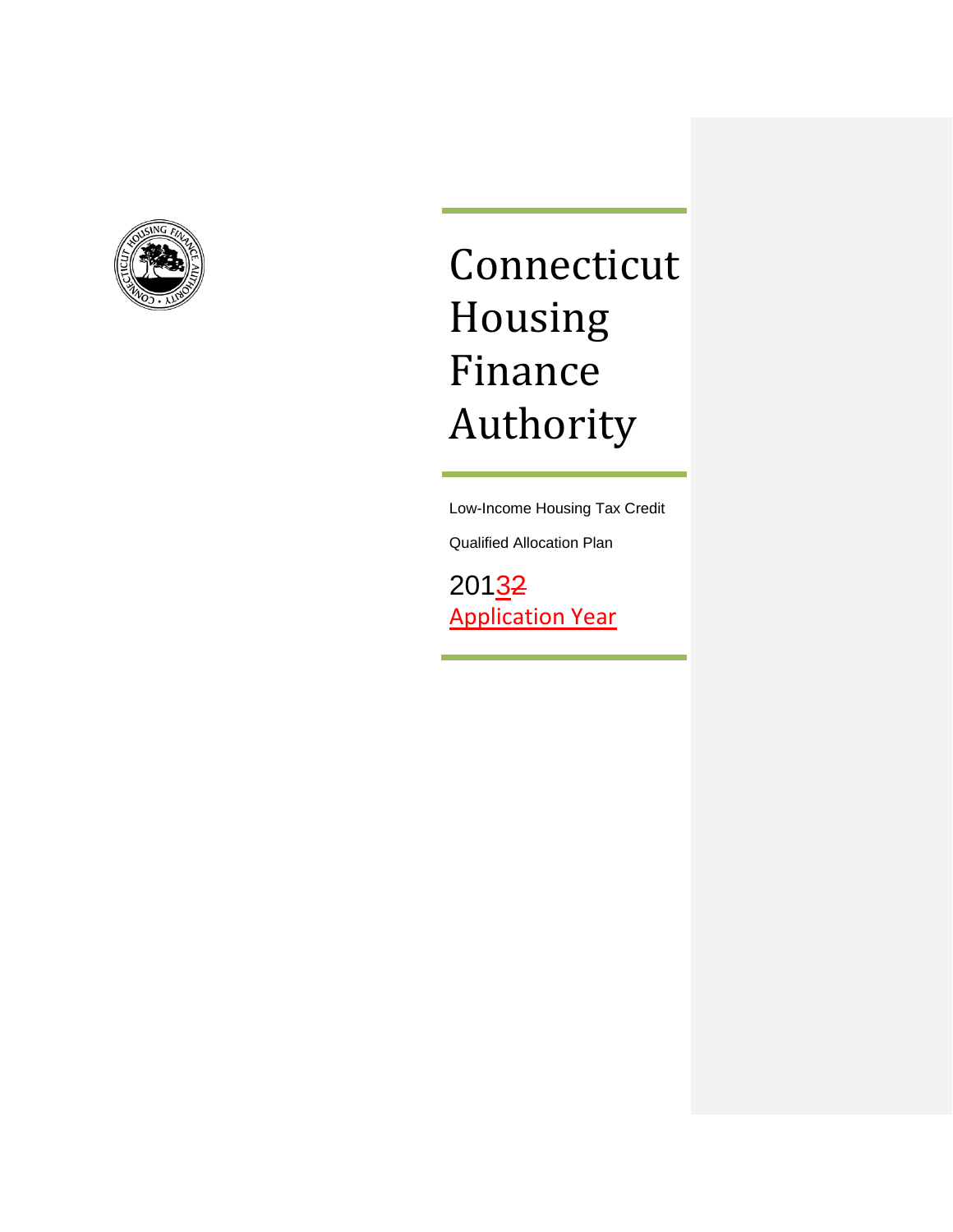# Connecticut Housing Finance Authority

Low-Income Housing Tax Credit

Qualified Allocation Plan

20132

Application Year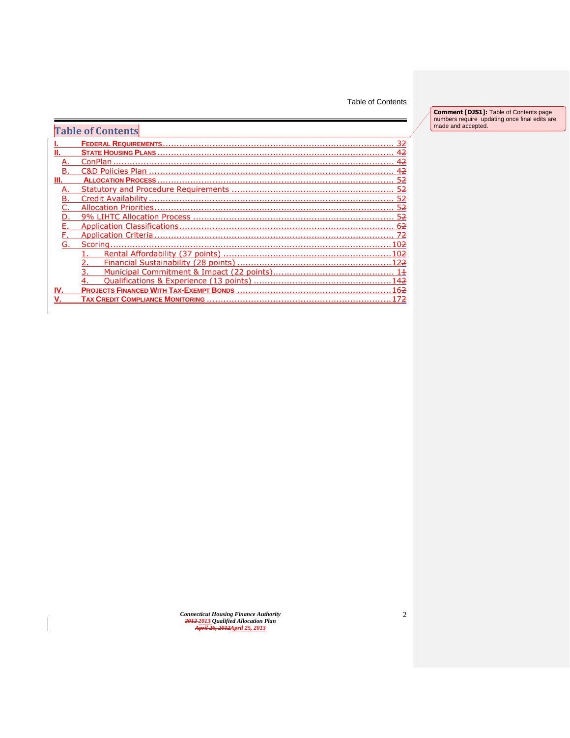## Table of Contents

- I. FEDERAL REQUIREMENTS .......... 32
- II. STATE HOUSING PLANS .......... 42
  - A. ConPlan .......... 42
  - B. C&D Policies Plan .......... 42
- III. ALLOCATION PROCESS .......... 52
  - A. Statutory and Procedure Requirements .......... 52
  - B. Credit Availability .......... 52
  - C. Allocation Priorities .......... 52
  - D. 9% LIHTC Allocation Process .......... 52
  - E. Application Classifications .......... 62
  - F. Application Criteria .......... 72
  - G. Scoring .......... 102
    - 1. Rental Affordability (37 points) .......... 102
    - 2. Financial Sustainability (28 points) .......... 122
    - 3. Municipal Commitment & Impact (22 points) .......... 11
    - 4. Qualifications & Experience (13 points) .......... 142
- IV. PROJECTS FINANCED WITH TAX-EXEMPT BONDS .......... 162
- V. TAX CREDIT COMPLIANCE MONITORING .......... 172

**Comment [DJS1]:** Table of Contents page numbers require updating once final edits are made and accepted.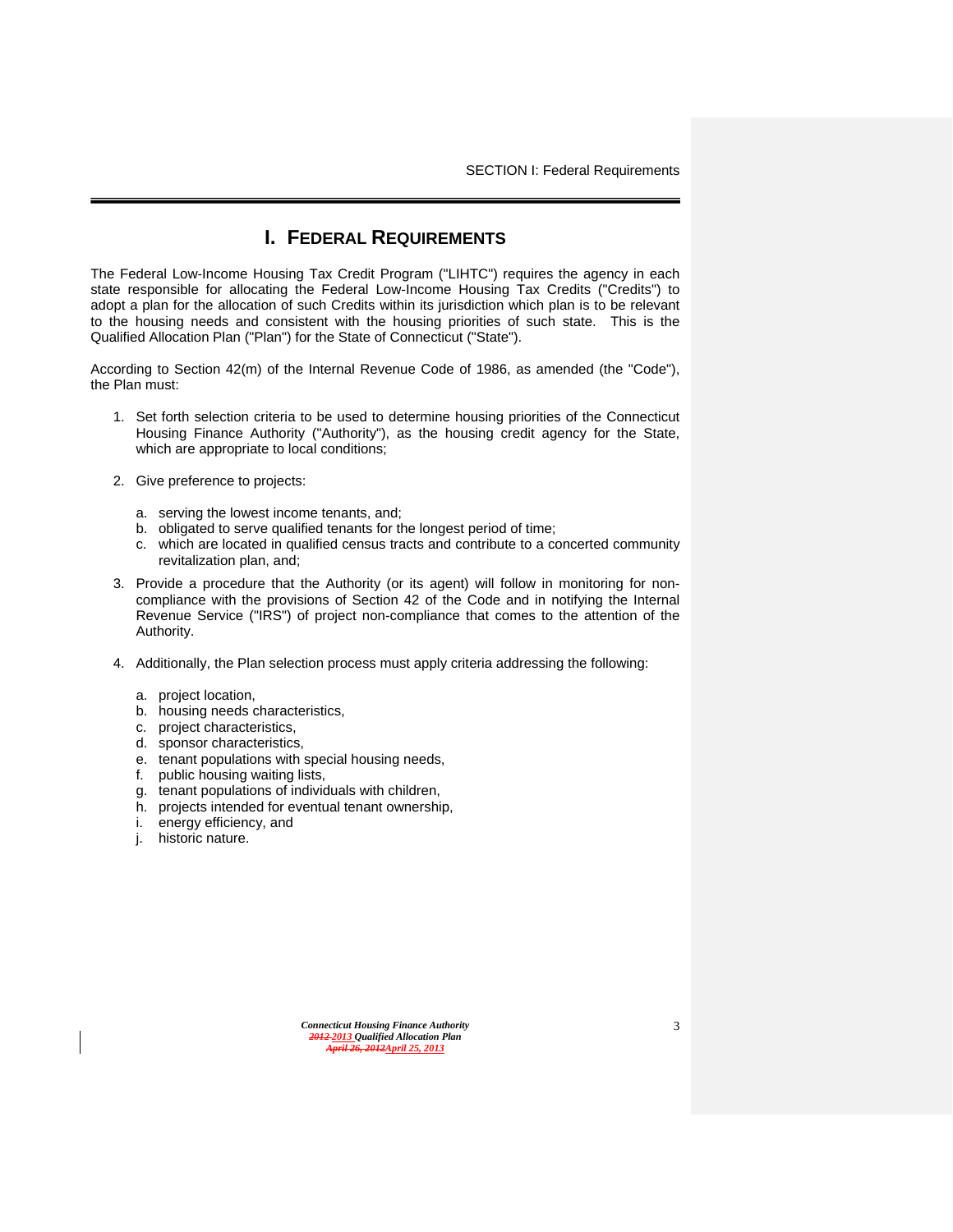# I. FEDERAL REQUIREMENTS

The Federal Low-Income Housing Tax Credit Program ("LIHTC") requires the agency in each state responsible for allocating the Federal Low-Income Housing Tax Credits ("Credits") to adopt a plan for the allocation of such Credits within its jurisdiction which plan is to be relevant to the housing needs and consistent with the housing priorities of such state. This is the Qualified Allocation Plan ("Plan") for the State of Connecticut ("State").

According to Section 42(m) of the Internal Revenue Code of 1986, as amended (the "Code"), the Plan must:

1. Set forth selection criteria to be used to determine housing priorities of the Connecticut Housing Finance Authority ("Authority"), as the housing credit agency for the State, which are appropriate to local conditions;

2. Give preference to projects:

   a. serving the lowest income tenants, and;
   b. obligated to serve qualified tenants for the longest period of time;
   c. which are located in qualified census tracts and contribute to a concerted community revitalization plan, and;

3. Provide a procedure that the Authority (or its agent) will follow in monitoring for non-compliance with the provisions of Section 42 of the Code and in notifying the Internal Revenue Service ("IRS") of project non-compliance that comes to the attention of the Authority.

4. Additionally, the Plan selection process must apply criteria addressing the following:

   a. project location,
   b. housing needs characteristics,
   c. project characteristics,
   d. sponsor characteristics,
   e. tenant populations with special housing needs,
   f. public housing waiting lists,
   g. tenant populations of individuals with children,
   h. projects intended for eventual tenant ownership,
   i. energy efficiency, and
   j. historic nature.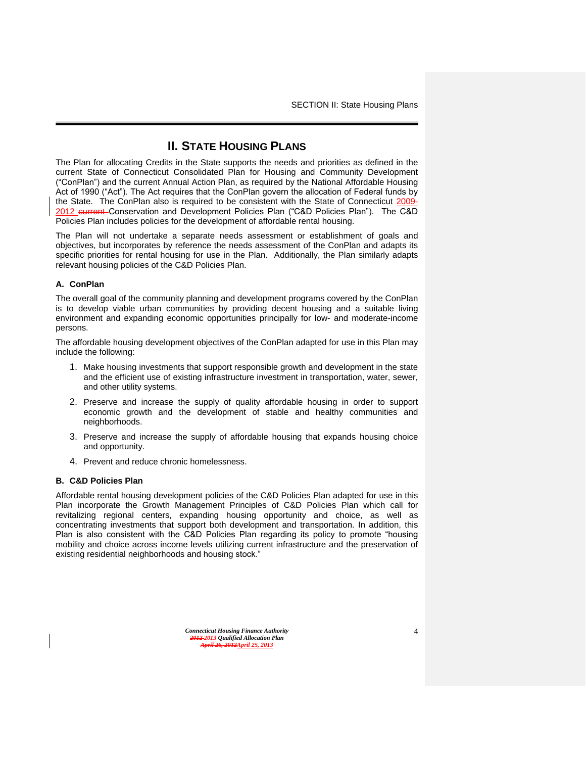# II. STATE HOUSING PLANS

The Plan for allocating Credits in the State supports the needs and priorities as defined in the current State of Connecticut Consolidated Plan for Housing and Community Development ("ConPlan") and the current Annual Action Plan, as required by the National Affordable Housing Act of 1990 ("Act"). The Act requires that the ConPlan govern the allocation of Federal funds by the State. The ConPlan also is required to be consistent with the State of Connecticut 2009-2012 ~~current~~ Conservation and Development Policies Plan ("C&D Policies Plan"). The C&D Policies Plan includes policies for the development of affordable rental housing.

The Plan will not undertake a separate needs assessment or establishment of goals and objectives, but incorporates by reference the needs assessment of the ConPlan and adapts its specific priorities for rental housing for use in the Plan. Additionally, the Plan similarly adapts relevant housing policies of the C&D Policies Plan.

### A. ConPlan

The overall goal of the community planning and development programs covered by the ConPlan is to develop viable urban communities by providing decent housing and a suitable living environment and expanding economic opportunities principally for low- and moderate-income persons.

The affordable housing development objectives of the ConPlan adapted for use in this Plan may include the following:

1. Make housing investments that support responsible growth and development in the state and the efficient use of existing infrastructure investment in transportation, water, sewer, and other utility systems.
2. Preserve and increase the supply of quality affordable housing in order to support economic growth and the development of stable and healthy communities and neighborhoods.
3. Preserve and increase the supply of affordable housing that expands housing choice and opportunity.
4. Prevent and reduce chronic homelessness.

### B. C&D Policies Plan

Affordable rental housing development policies of the C&D Policies Plan adapted for use in this Plan incorporate the Growth Management Principles of C&D Policies Plan which call for revitalizing regional centers, expanding housing opportunity and choice, as well as concentrating investments that support both development and transportation. In addition, this Plan is also consistent with the C&D Policies Plan regarding its policy to promote "housing mobility and choice across income levels utilizing current infrastructure and the preservation of existing residential neighborhoods and housing stock."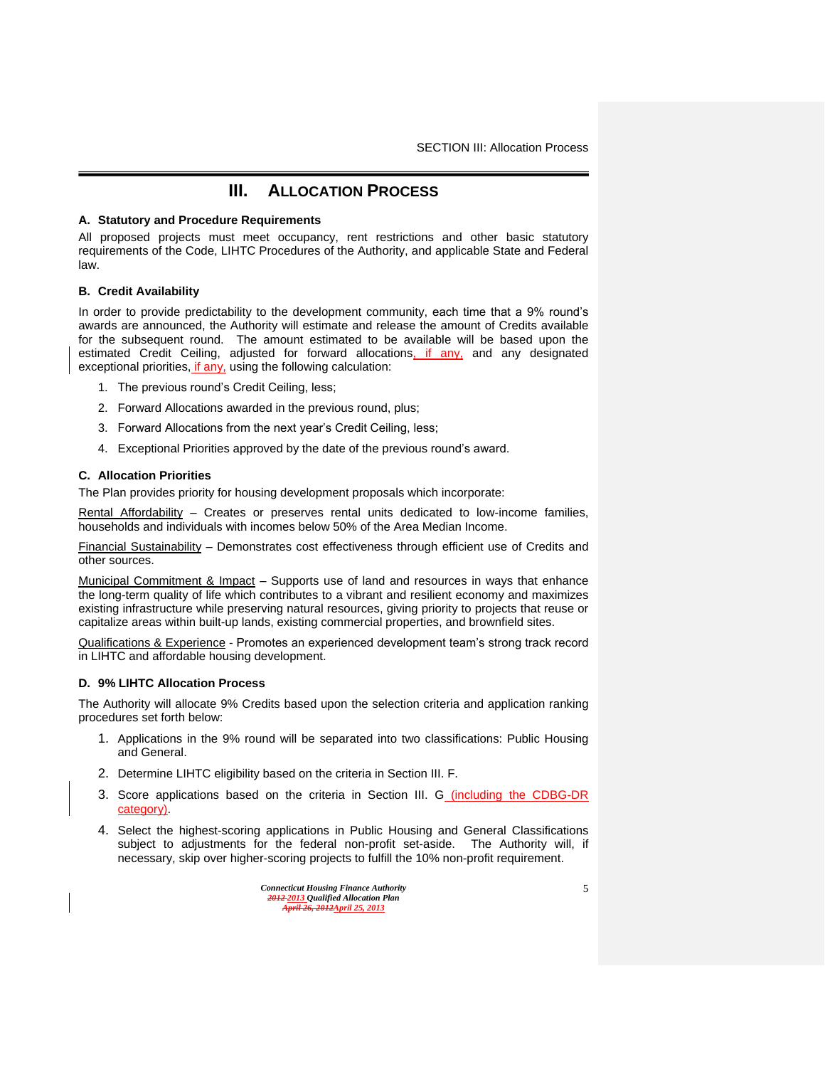# III. ALLOCATION PROCESS

**A. Statutory and Procedure Requirements**

All proposed projects must meet occupancy, rent restrictions and other basic statutory requirements of the Code, LIHTC Procedures of the Authority, and applicable State and Federal law.

**B. Credit Availability**

In order to provide predictability to the development community, each time that a 9% round's awards are announced, the Authority will estimate and release the amount of Credits available for the subsequent round. The amount estimated to be available will be based upon the estimated Credit Ceiling, adjusted for forward allocations, if any, and any designated exceptional priorities, if any, using the following calculation:

1. The previous round's Credit Ceiling, less;
2. Forward Allocations awarded in the previous round, plus;
3. Forward Allocations from the next year's Credit Ceiling, less;
4. Exceptional Priorities approved by the date of the previous round's award.

**C. Allocation Priorities**

The Plan provides priority for housing development proposals which incorporate:

Rental Affordability – Creates or preserves rental units dedicated to low-income families, households and individuals with incomes below 50% of the Area Median Income.

Financial Sustainability – Demonstrates cost effectiveness through efficient use of Credits and other sources.

Municipal Commitment & Impact – Supports use of land and resources in ways that enhance the long-term quality of life which contributes to a vibrant and resilient economy and maximizes existing infrastructure while preserving natural resources, giving priority to projects that reuse or capitalize areas within built-up lands, existing commercial properties, and brownfield sites.

Qualifications & Experience - Promotes an experienced development team's strong track record in LIHTC and affordable housing development.

**D. 9% LIHTC Allocation Process**

The Authority will allocate 9% Credits based upon the selection criteria and application ranking procedures set forth below:

1. Applications in the 9% round will be separated into two classifications: Public Housing and General.
2. Determine LIHTC eligibility based on the criteria in Section III. F.
3. Score applications based on the criteria in Section III. G (including the CDBG-DR category).
4. Select the highest-scoring applications in Public Housing and General Classifications subject to adjustments for the federal non-profit set-aside. The Authority will, if necessary, skip over higher-scoring projects to fulfill the 10% non-profit requirement.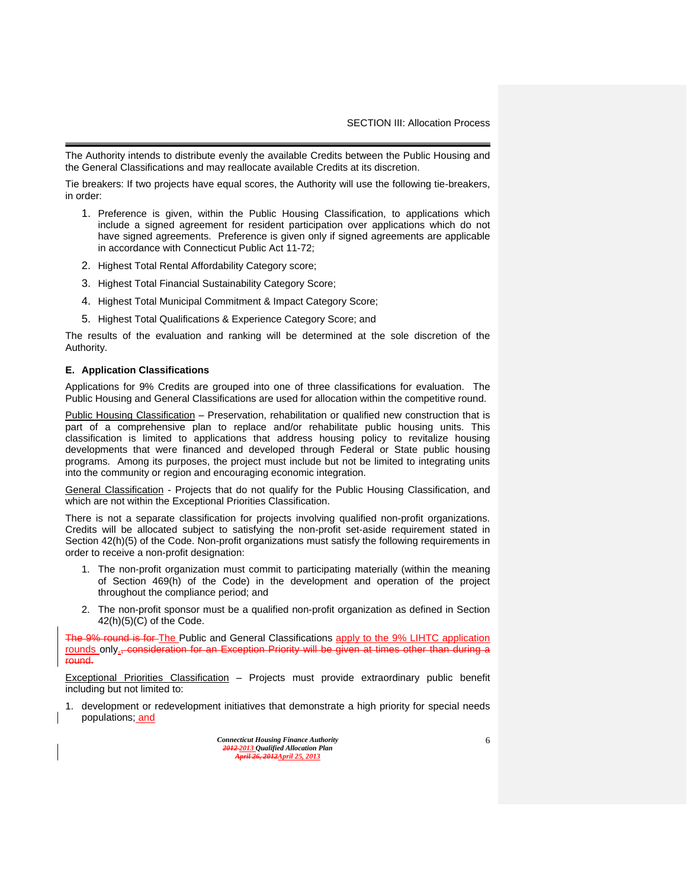The Authority intends to distribute evenly the available Credits between the Public Housing and the General Classifications and may reallocate available Credits at its discretion.

Tie breakers: If two projects have equal scores, the Authority will use the following tie-breakers, in order:

1. Preference is given, within the Public Housing Classification, to applications which include a signed agreement for resident participation over applications which do not have signed agreements. Preference is given only if signed agreements are applicable in accordance with Connecticut Public Act 11-72;
2. Highest Total Rental Affordability Category score;
3. Highest Total Financial Sustainability Category Score;
4. Highest Total Municipal Commitment & Impact Category Score;
5. Highest Total Qualifications & Experience Category Score; and

The results of the evaluation and ranking will be determined at the sole discretion of the Authority.

### E. Application Classifications

Applications for 9% Credits are grouped into one of three classifications for evaluation. The Public Housing and General Classifications are used for allocation within the competitive round.

Public Housing Classification – Preservation, rehabilitation or qualified new construction that is part of a comprehensive plan to replace and/or rehabilitate public housing units. This classification is limited to applications that address housing policy to revitalize housing developments that were financed and developed through Federal or State public housing programs. Among its purposes, the project must include but not be limited to integrating units into the community or region and encouraging economic integration.

General Classification - Projects that do not qualify for the Public Housing Classification, and which are not within the Exceptional Priorities Classification.

There is not a separate classification for projects involving qualified non-profit organizations. Credits will be allocated subject to satisfying the non-profit set-aside requirement stated in Section 42(h)(5) of the Code. Non-profit organizations must satisfy the following requirements in order to receive a non-profit designation:

1. The non-profit organization must commit to participating materially (within the meaning of Section 469(h) of the Code) in the development and operation of the project throughout the compliance period; and
2. The non-profit sponsor must be a qualified non-profit organization as defined in Section 42(h)(5)(C) of the Code.

~~The 9% round is for~~ The Public and General Classifications apply to the 9% LIHTC application rounds only.~~, consideration for an Exception Priority will be given at times other than during a round.~~

Exceptional Priorities Classification – Projects must provide extraordinary public benefit including but not limited to:

1. development or redevelopment initiatives that demonstrate a high priority for special needs populations; and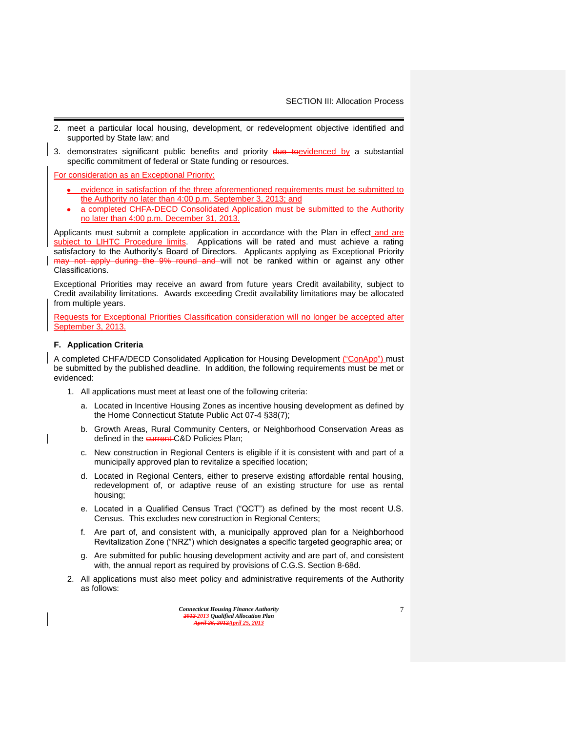2. meet a particular local housing, development, or redevelopment objective identified and supported by State law; and
3. demonstrates significant public benefits and priority ~~due to~~evidenced by a substantial specific commitment of federal or State funding or resources.

For consideration as an Exceptional Priority:

- evidence in satisfaction of the three aforementioned requirements must be submitted to the Authority no later than 4:00 p.m. September 3, 2013; and
- a completed CHFA-DECD Consolidated Application must be submitted to the Authority no later than 4:00 p.m. December 31, 2013.

Applicants must submit a complete application in accordance with the Plan in effect and are subject to LIHTC Procedure limits. Applications will be rated and must achieve a rating satisfactory to the Authority's Board of Directors. Applicants applying as Exceptional Priority ~~may not apply during the 9% round and~~ will not be ranked within or against any other Classifications.

Exceptional Priorities may receive an award from future years Credit availability, subject to Credit availability limitations. Awards exceeding Credit availability limitations may be allocated from multiple years.

Requests for Exceptional Priorities Classification consideration will no longer be accepted after September 3, 2013.

### F. Application Criteria

A completed CHFA/DECD Consolidated Application for Housing Development ("ConApp") must be submitted by the published deadline. In addition, the following requirements must be met or evidenced:

1. All applications must meet at least one of the following criteria:
   a. Located in Incentive Housing Zones as incentive housing development as defined by the Home Connecticut Statute Public Act 07-4 §38(7);
   b. Growth Areas, Rural Community Centers, or Neighborhood Conservation Areas as defined in the ~~current~~ C&D Policies Plan;
   c. New construction in Regional Centers is eligible if it is consistent with and part of a municipally approved plan to revitalize a specified location;
   d. Located in Regional Centers, either to preserve existing affordable rental housing, redevelopment of, or adaptive reuse of an existing structure for use as rental housing;
   e. Located in a Qualified Census Tract ("QCT") as defined by the most recent U.S. Census. This excludes new construction in Regional Centers;
   f. Are part of, and consistent with, a municipally approved plan for a Neighborhood Revitalization Zone ("NRZ") which designates a specific targeted geographic area; or
   g. Are submitted for public housing development activity and are part of, and consistent with, the annual report as required by provisions of C.G.S. Section 8-68d.
2. All applications must also meet policy and administrative requirements of the Authority as follows: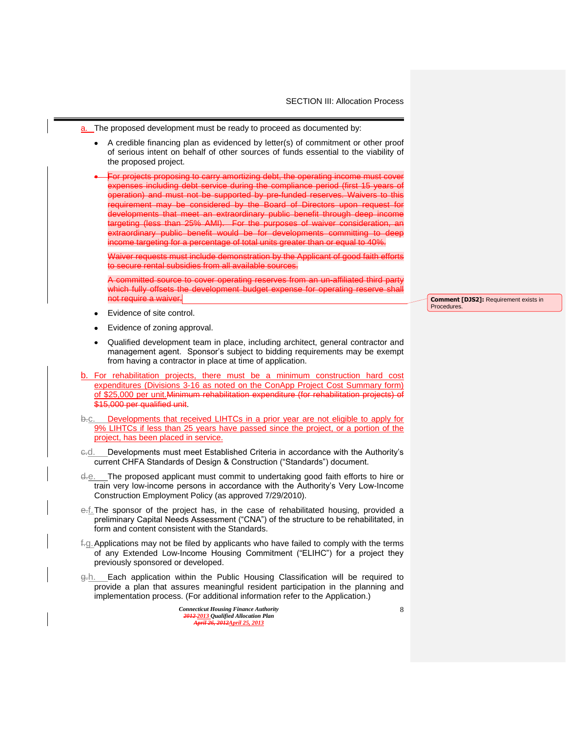a. The proposed development must be ready to proceed as documented by:

- A credible financing plan as evidenced by letter(s) of commitment or other proof of serious intent on behalf of other sources of funds essential to the viability of the proposed project.
- ~~For projects proposing to carry amortizing debt, the operating income must cover expenses including debt service during the compliance period (first 15 years of operation) and must not be supported by pre-funded reserves. Waivers to this requirement may be considered by the Board of Directors upon request for developments that meet an extraordinary public benefit through deep income targeting (less than 25% AMI). For the purposes of waiver consideration, an extraordinary public benefit would be for developments committing to deep income targeting for a percentage of total units greater than or equal to 40%.~~

  ~~Waiver requests must include demonstration by the Applicant of good faith efforts to secure rental subsidies from all available sources.~~

  ~~A committed source to cover operating reserves from an un-affiliated third party which fully offsets the development budget expense for operating reserve shall not require a waiver.~~

  **Comment [DJS2]:** Requirement exists in Procedures.

- Evidence of site control.
- Evidence of zoning approval.
- Qualified development team in place, including architect, general contractor and management agent. Sponsor's subject to bidding requirements may be exempt from having a contractor in place at time of application.

b. For rehabilitation projects, there must be a minimum construction hard cost expenditures (Divisions 3-16 as noted on the ConApp Project Cost Summary form) of $25,000 per unit.~~Minimum rehabilitation expenditure (for rehabilitation projects) of $15,000 per qualified unit~~.

~~b.~~c. Developments that received LIHTCs in a prior year are not eligible to apply for 9% LIHTCs if less than 25 years have passed since the project, or a portion of the project, has been placed in service.

~~c.~~d. Developments must meet Established Criteria in accordance with the Authority's current CHFA Standards of Design & Construction ("Standards") document.

~~d.~~e. The proposed applicant must commit to undertaking good faith efforts to hire or train very low-income persons in accordance with the Authority's Very Low-Income Construction Employment Policy (as approved 7/29/2010).

~~e.~~f. The sponsor of the project has, in the case of rehabilitated housing, provided a preliminary Capital Needs Assessment ("CNA") of the structure to be rehabilitated, in form and content consistent with the Standards.

~~f.~~g. Applications may not be filed by applicants who have failed to comply with the terms of any Extended Low-Income Housing Commitment ("ELIHC") for a project they previously sponsored or developed.

~~g.~~h. Each application within the Public Housing Classification will be required to provide a plan that assures meaningful resident participation in the planning and implementation process. (For additional information refer to the Application.)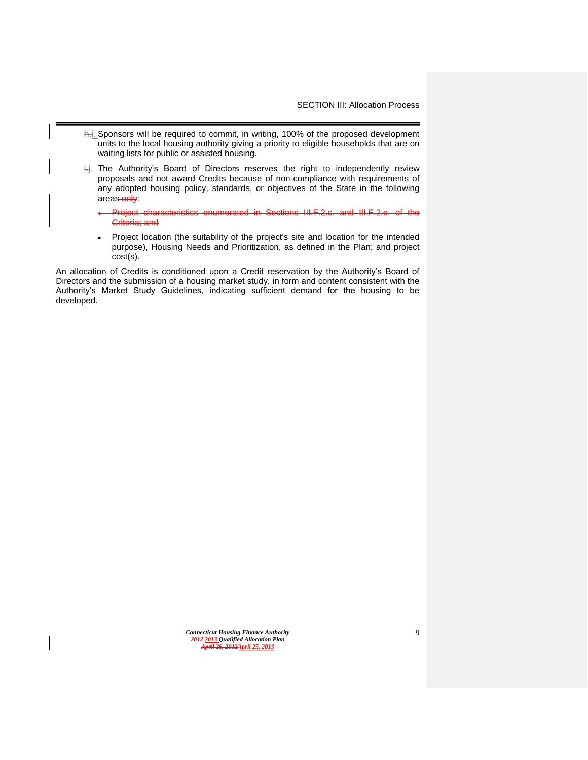h. i. Sponsors will be required to commit, in writing, 100% of the proposed development units to the local housing authority giving a priority to eligible households that are on waiting lists for public or assisted housing.

i. j. The Authority's Board of Directors reserves the right to independently review proposals and not award Credits because of non-compliance with requirements of any adopted housing policy, standards, or objectives of the State in the following areas ~~only~~:

- ~~Project characteristics enumerated in Sections III.F.2.c. and III.F.2.e. of the Criteria; and~~
- Project location (the suitability of the project's site and location for the intended purpose), Housing Needs and Prioritization, as defined in the Plan; and project cost(s).

An allocation of Credits is conditioned upon a Credit reservation by the Authority's Board of Directors and the submission of a housing market study, in form and content consistent with the Authority's Market Study Guidelines, indicating sufficient demand for the housing to be developed.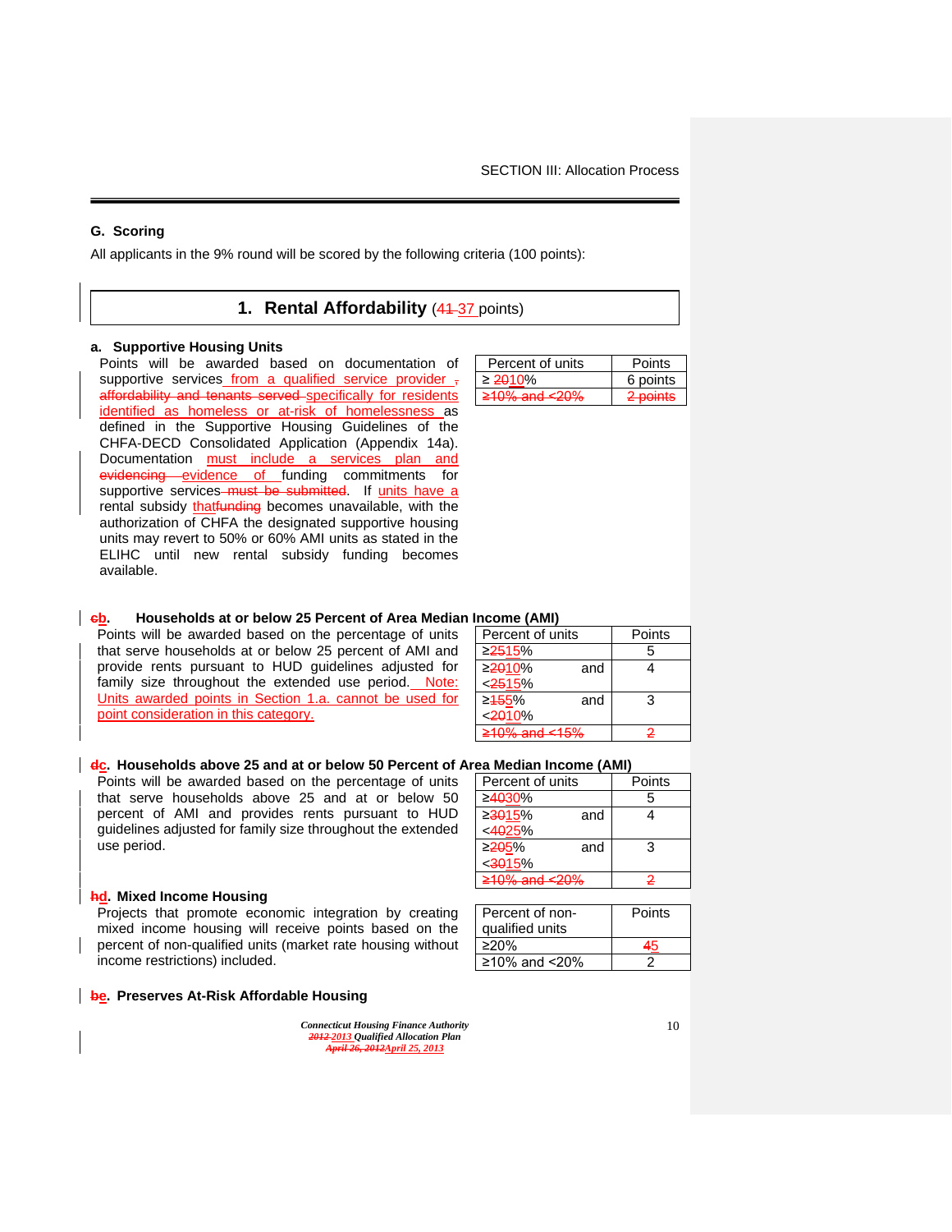## G. Scoring

All applicants in the 9% round will be scored by the following criteria (100 points):

### 1. Rental Affordability (~~41~~ 37 points)

**a. Supportive Housing Units**

Points will be awarded based on documentation of supportive services from a qualified service provider ~~, affordability and tenants served~~ specifically for residents identified as homeless or at-risk of homelessness as defined in the Supportive Housing Guidelines of the CHFA-DECD Consolidated Application (Appendix 14a). Documentation must include a services plan and ~~evidencing~~ evidence of funding commitments for supportive services ~~must be submitted~~. If units have a rental subsidy thatfunding becomes unavailable, with the authorization of CHFA the designated supportive housing units may revert to 50% or 60% AMI units as stated in the ELIHC until new rental subsidy funding becomes available.

| Percent of units | Points |
|---|---|
| ≥ ~~20~~10% | 6 points |
| ~~≥10% and <20%~~ | ~~2 points~~ |

**~~c~~b. Households at or below 25 Percent of Area Median Income (AMI)**

Points will be awarded based on the percentage of units that serve households at or below 25 percent of AMI and provide rents pursuant to HUD guidelines adjusted for family size throughout the extended use period. Note: Units awarded points in Section 1.a. cannot be used for point consideration in this category.

| Percent of units | Points |
|---|---|
| ≥~~25~~15% | 5 |
| ≥~~20~~10% and <~~25~~15% | 4 |
| ≥~~15~~5% and <~~20~~10% | 3 |
| ~~≥10% and <15%~~ | ~~2~~ |

**~~d~~c. Households above 25 and at or below 50 Percent of Area Median Income (AMI)**

Points will be awarded based on the percentage of units that serve households above 25 and at or below 50 percent of AMI and provides rents pursuant to HUD guidelines adjusted for family size throughout the extended use period.

| Percent of units | Points |
|---|---|
| ≥~~40~~30% | 5 |
| ≥~~30~~15% and <~~40~~25% | 4 |
| ≥~~20~~5% and <~~30~~15% | 3 |
| ~~≥10% and <20%~~ | ~~2~~ |

**~~h~~d. Mixed Income Housing**

Projects that promote economic integration by creating mixed income housing will receive points based on the percent of non-qualified units (market rate housing without income restrictions) included.

| Percent of non-qualified units | Points |
|---|---|
| ≥20% | ~~4~~5 |
| ≥10% and <20% | 2 |

**~~b~~e. Preserves At-Risk Affordable Housing**

*Connecticut Housing Finance Authority*
*~~2012~~ 2013 Qualified Allocation Plan*
*~~April 26, 2012~~April 25, 2013*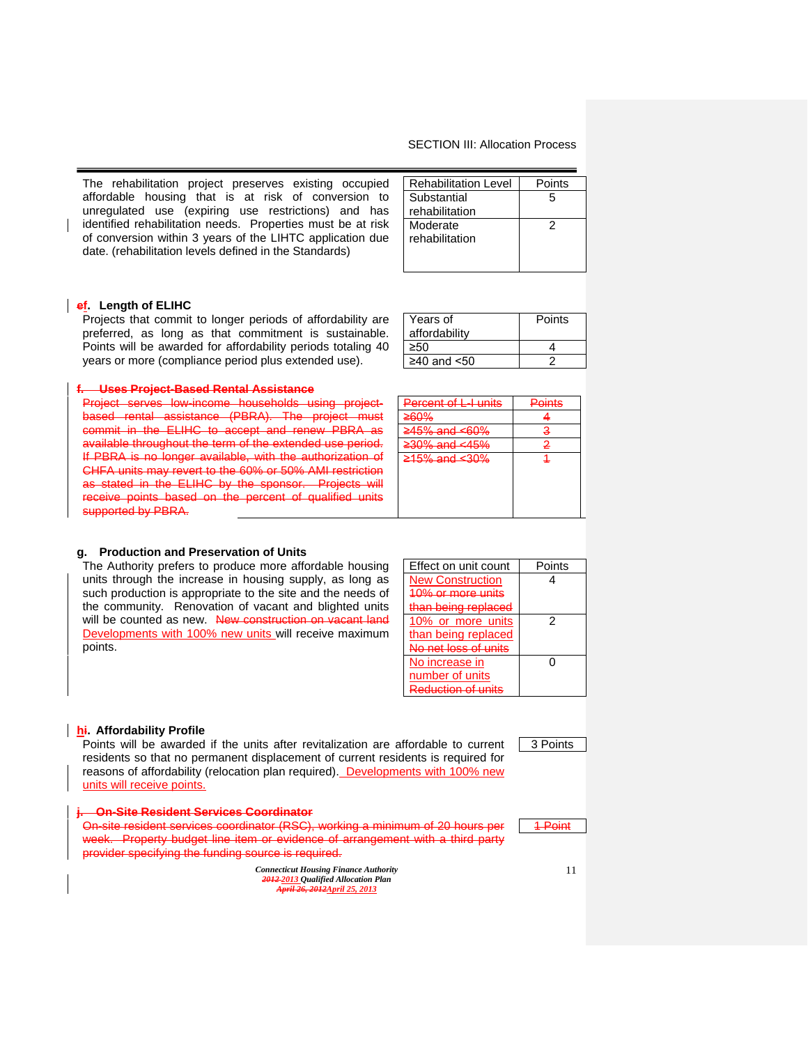The rehabilitation project preserves existing occupied affordable housing that is at risk of conversion to unregulated use (expiring use restrictions) and has identified rehabilitation needs. Properties must be at risk of conversion within 3 years of the LIHTC application due date. (rehabilitation levels defined in the Standards)

| Rehabilitation Level | Points |
|---|---|
| Substantial rehabilitation | 5 |
| Moderate rehabilitation | 2 |

### ef. Length of ELIHC

Projects that commit to longer periods of affordability are preferred, as long as that commitment is sustainable. Points will be awarded for affordability periods totaling 40 years or more (compliance period plus extended use).

| Years of affordability | Points |
|---|---|
| ≥50 | 4 |
| ≥40 and <50 | 2 |

### ~~f. Uses Project-Based Rental Assistance~~

~~Project serves low-income households using project-based rental assistance (PBRA). The project must commit in the ELIHC to accept and renew PBRA as available throughout the term of the extended use period. If PBRA is no longer available, with the authorization of CHFA units may revert to the 60% or 50% AMI restriction as stated in the ELIHC by the sponsor. Projects will receive points based on the percent of qualified units supported by PBRA.~~

| ~~Percent of L-I units~~ | ~~Points~~ |
|---|---|
| ~~≥60%~~ | ~~4~~ |
| ~~≥45% and <60%~~ | ~~3~~ |
| ~~≥30% and <45%~~ | ~~2~~ |
| ~~≥15% and <30%~~ | ~~1~~ |

### g. Production and Preservation of Units

The Authority prefers to produce more affordable housing units through the increase in housing supply, as long as such production is appropriate to the site and the needs of the community. Renovation of vacant and blighted units will be counted as new. ~~New construction on vacant land~~ Developments with 100% new units will receive maximum points.

| Effect on unit count | Points |
|---|---|
| New Construction ~~10% or more units than being replaced~~ | 4 |
| 10% or more units than being replaced ~~No net loss of units~~ | 2 |
| No increase in number of units ~~Reduction of units~~ | 0 |

### hi. Affordability Profile

Points will be awarded if the units after revitalization are affordable to current residents so that no permanent displacement of current residents is required for reasons of affordability (relocation plan required). Developments with 100% new units will receive points.

| 3 Points |
|---|

### ~~j. On-Site Resident Services Coordinator~~

~~On-site resident services coordinator (RSC), working a minimum of 20 hours per week. Property budget line item or evidence of arrangement with a third party provider specifying the funding source is required.~~

| ~~1 Point~~ |
|---|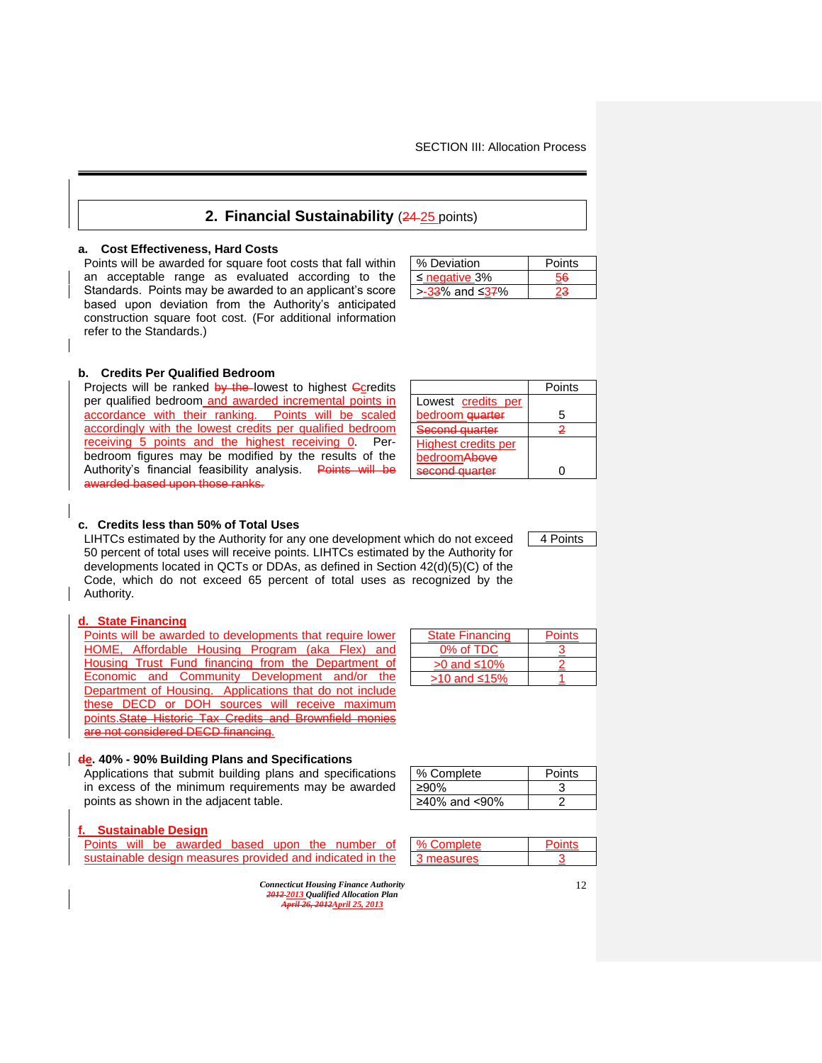## 2. Financial Sustainability (24 25 points)

**a. Cost Effectiveness, Hard Costs**

Points will be awarded for square foot costs that fall within an acceptable range as evaluated according to the Standards. Points may be awarded to an applicant's score based upon deviation from the Authority's anticipated construction square foot cost. (For additional information refer to the Standards.)

| % Deviation | Points |
|---|---|
| ≤ negative 3% | 56 |
| >-33% and ≤37% | 23 |

**b. Credits Per Qualified Bedroom**

Projects will be ranked by the lowest to highest Ccredits per qualified bedroom and awarded incremental points in accordance with their ranking. Points will be scaled accordingly with the lowest credits per qualified bedroom receiving 5 points and the highest receiving 0. Per-bedroom figures may be modified by the results of the Authority's financial feasibility analysis. Points will be awarded based upon those ranks.

| | Points |
|---|---|
| Lowest credits per bedroom quarter | 5 |
| Second quarter | 2 |
| Highest credits per bedroomAbove second quarter | 0 |

**c. Credits less than 50% of Total Uses**

LIHTCs estimated by the Authority for any one development which do not exceed 50 percent of total uses will receive points. LIHTCs estimated by the Authority for developments located in QCTs or DDAs, as defined in Section 42(d)(5)(C) of the Code, which do not exceed 65 percent of total uses as recognized by the Authority.

| 4 Points |
|---|

**d. State Financing**

Points will be awarded to developments that require lower HOME, Affordable Housing Program (aka Flex) and Housing Trust Fund financing from the Department of Economic and Community Development and/or the Department of Housing. Applications that do not include these DECD or DOH sources will receive maximum points.State Historic Tax Credits and Brownfield monies are not considered DECD financing.

| State Financing | Points |
|---|---|
| 0% of TDC | 3 |
| >0 and ≤10% | 2 |
| >10 and ≤15% | 1 |

**de. 40% - 90% Building Plans and Specifications**

Applications that submit building plans and specifications in excess of the minimum requirements may be awarded points as shown in the adjacent table.

| % Complete | Points |
|---|---|
| ≥90% | 3 |
| ≥40% and <90% | 2 |

**f. Sustainable Design**

Points will be awarded based upon the number of sustainable design measures provided and indicated in the

| % Complete | Points |
|---|---|
| 3 measures | 3 |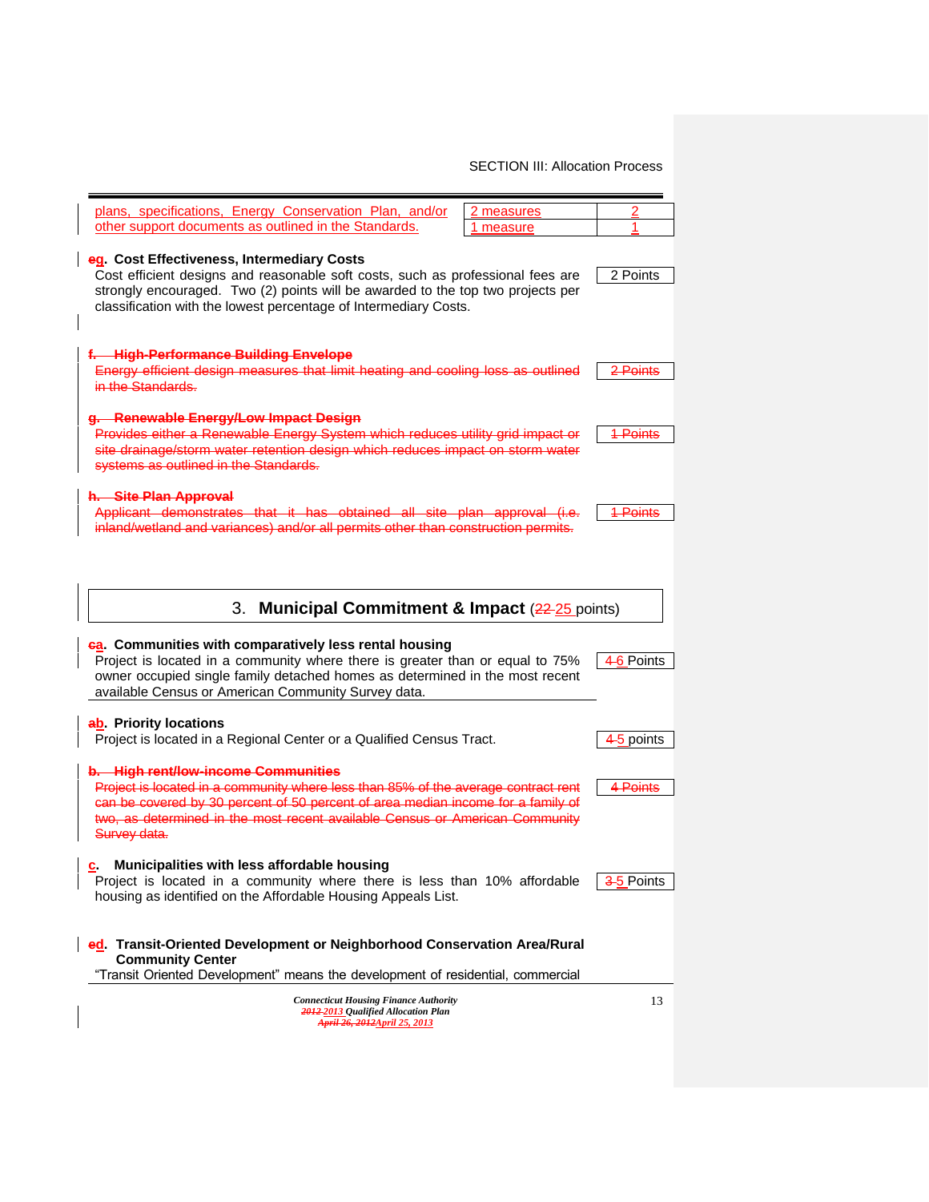| plans, specifications, Energy Conservation Plan, and/or other support documents as outlined in the Standards. | 2 measures | 2 |
|---|---|---|
| | 1 measure | 1 |

**~~e~~g. Cost Effectiveness, Intermediary Costs**

Cost efficient designs and reasonable soft costs, such as professional fees are strongly encouraged. Two (2) points will be awarded to the top two projects per classification with the lowest percentage of Intermediary Costs. — 2 Points

~~**f. High-Performance Building Envelope**~~

~~Energy efficient design measures that limit heating and cooling loss as outlined in the Standards.~~ — ~~2 Points~~

~~**g. Renewable Energy/Low Impact Design**~~

~~Provides either a Renewable Energy System which reduces utility grid impact or site drainage/storm water retention design which reduces impact on storm water systems as outlined in the Standards.~~ — ~~1 Points~~

~~**h. Site Plan Approval**~~

~~Applicant demonstrates that it has obtained all site plan approval (i.e. inland/wetland and variances) and/or all permits other than construction permits.~~ — ~~1 Points~~

## 3. Municipal Commitment & Impact (~~22~~ 25 points)

**~~c~~a. Communities with comparatively less rental housing**

Project is located in a community where there is greater than or equal to 75% owner occupied single family detached homes as determined in the most recent available Census or American Community Survey data. — ~~4~~ 6 Points

**~~a~~b. Priority locations**

Project is located in a Regional Center or a Qualified Census Tract. — ~~4~~ 5 points

~~**b. High rent/low-income Communities**~~

~~Project is located in a community where less than 85% of the average contract rent can be covered by 30 percent of 50 percent of area median income for a family of two, as determined in the most recent available Census or American Community Survey data.~~ — ~~4 Points~~

**c. Municipalities with less affordable housing**

Project is located in a community where there is less than 10% affordable housing as identified on the Affordable Housing Appeals List. — ~~3~~ 5 Points

**~~e~~d. Transit-Oriented Development or Neighborhood Conservation Area/Rural Community Center**

"Transit Oriented Development" means the development of residential, commercial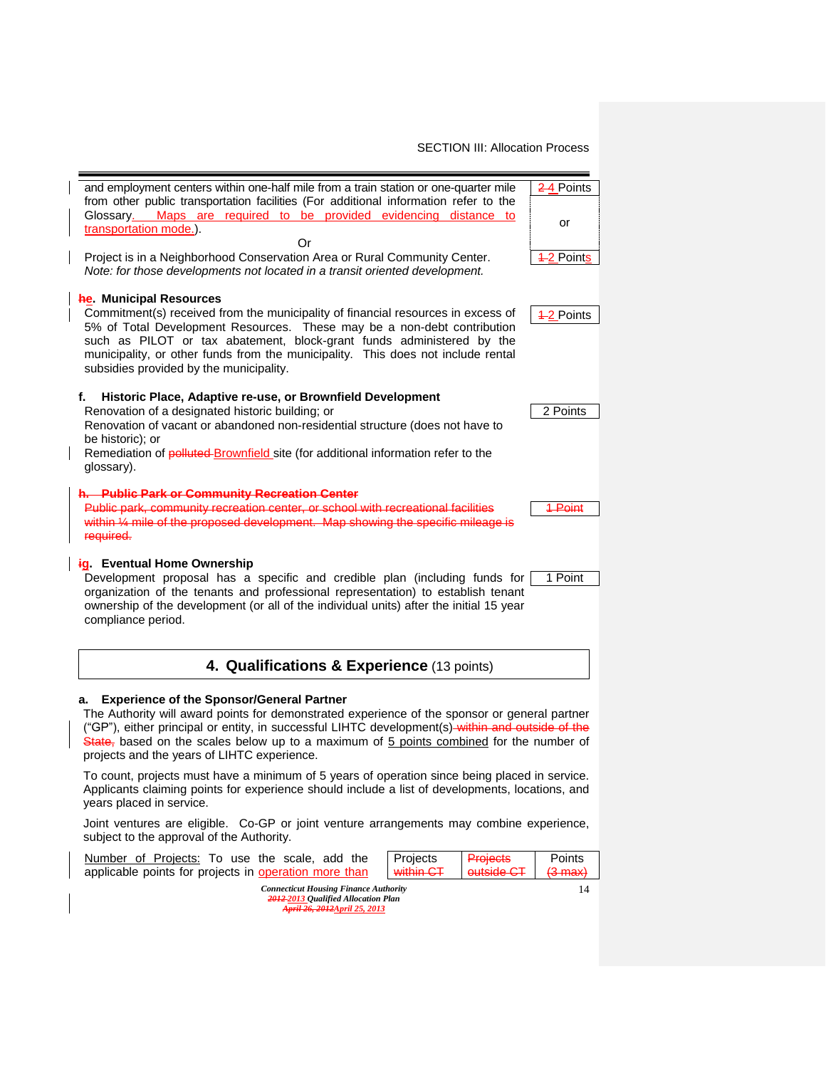and employment centers within one-half mile from a train station or one-quarter mile from other public transportation facilities (For additional information refer to the Glossary. Maps are required to be provided evidencing distance to transportation mode.). | ~~2~~ 4 Points

or

Or

Project is in a Neighborhood Conservation Area or Rural Community Center. *Note: for those developments not located in a transit oriented development.* | ~~1~~ 2 Points

**~~h~~e. Municipal Resources**

Commitment(s) received from the municipality of financial resources in excess of 5% of Total Development Resources. These may be a non-debt contribution such as PILOT or tax abatement, block-grant funds administered by the municipality, or other funds from the municipality. This does not include rental subsidies provided by the municipality. | ~~1~~ 2 Points

**f. Historic Place, Adaptive re-use, or Brownfield Development**

Renovation of a designated historic building; or
Renovation of vacant or abandoned non-residential structure (does not have to be historic); or
Remediation of ~~polluted~~ Brownfield site (for additional information refer to the glossary). | 2 Points

~~**h. Public Park or Community Recreation Center**~~

~~Public park, community recreation center, or school with recreational facilities within ¼ mile of the proposed development. Map showing the specific mileage is required.~~ | ~~1 Point~~

**~~i~~g. Eventual Home Ownership**

Development proposal has a specific and credible plan (including funds for organization of the tenants and professional representation) to establish tenant ownership of the development (or all of the individual units) after the initial 15 year compliance period. | 1 Point

## 4. Qualifications & Experience (13 points)

**a. Experience of the Sponsor/General Partner**

The Authority will award points for demonstrated experience of the sponsor or general partner ("GP"), either principal or entity, in successful LIHTC development(s) ~~within and outside of the State,~~ based on the scales below up to a maximum of 5 points combined for the number of projects and the years of LIHTC experience.

To count, projects must have a minimum of 5 years of operation since being placed in service. Applicants claiming points for experience should include a list of developments, locations, and years placed in service.

Joint ventures are eligible. Co-GP or joint venture arrangements may combine experience, subject to the approval of the Authority.

Number of Projects: To use the scale, add the applicable points for projects in operation more than

| Projects ~~within CT~~ | ~~Projects outside CT~~ | Points ~~(3 max)~~ |
|---|---|---|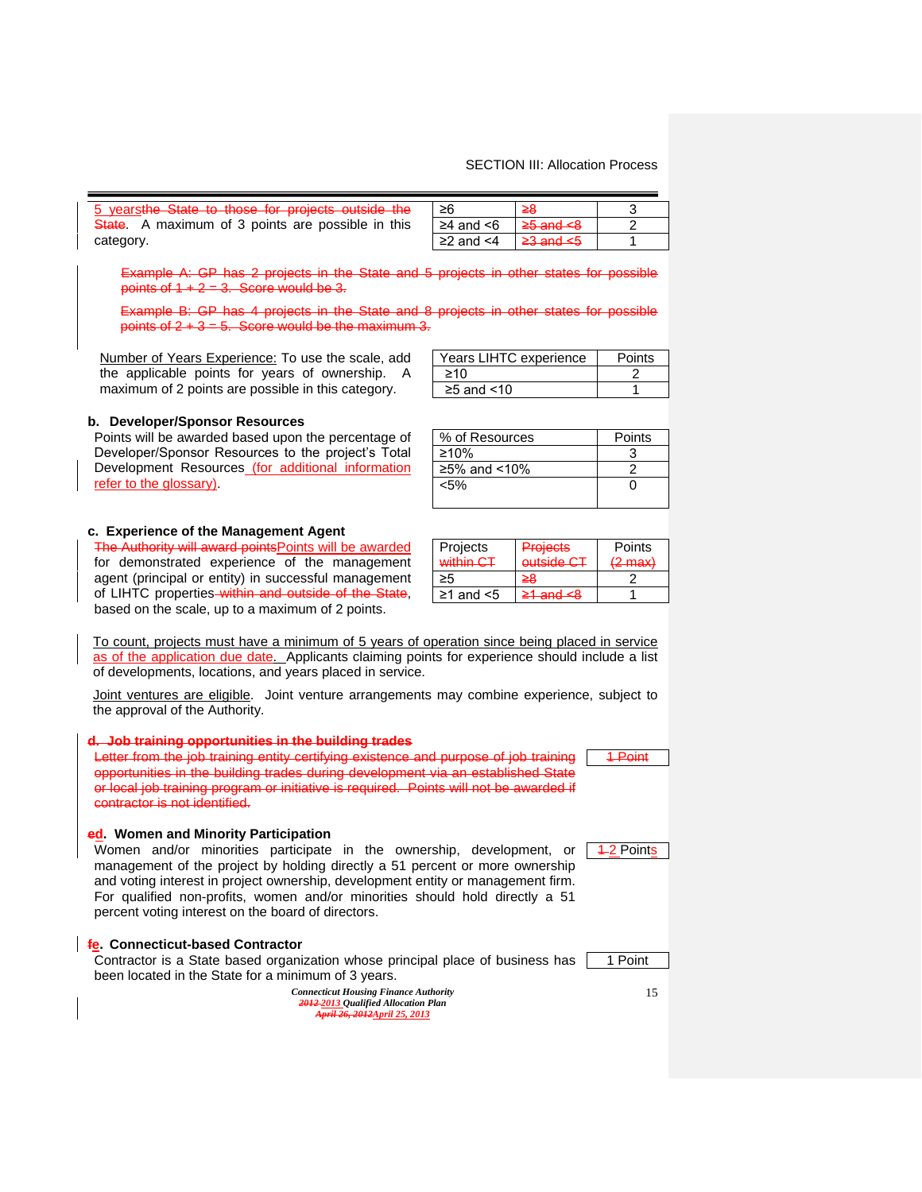5 yearsthe State to those for projects outside the State. A maximum of 3 points are possible in this category.

| | | |
|---|---|---|
| ≥6 | ≥8 | 3 |
| ≥4 and <6 | ≥5 and <8 | 2 |
| ≥2 and <4 | ≥3 and <5 | 1 |

Example A: GP has 2 projects in the State and 5 projects in other states for possible points of 1 + 2 = 3. Score would be 3.

Example B: GP has 4 projects in the State and 8 projects in other states for possible points of 2 + 3 = 5. Score would be the maximum 3.

Number of Years Experience: To use the scale, add the applicable points for years of ownership. A maximum of 2 points are possible in this category.

| Years LIHTC experience | Points |
|---|---|
| ≥10 | 2 |
| ≥5 and <10 | 1 |

**b. Developer/Sponsor Resources**

Points will be awarded based upon the percentage of Developer/Sponsor Resources to the project's Total Development Resources (for additional information refer to the glossary).

| % of Resources | Points |
|---|---|
| ≥10% | 3 |
| ≥5% and <10% | 2 |
| <5% | 0 |

**c. Experience of the Management Agent**

The Authority will award pointsPoints will be awarded for demonstrated experience of the management agent (principal or entity) in successful management of LIHTC properties within and outside of the State, based on the scale, up to a maximum of 2 points.

| Projects within CT | Projects outside CT | Points (2 max) |
|---|---|---|
| ≥5 | ≥8 | 2 |
| ≥1 and <5 | ≥1 and <8 | 1 |

To count, projects must have a minimum of 5 years of operation since being placed in service as of the application due date. Applicants claiming points for experience should include a list of developments, locations, and years placed in service.

Joint ventures are eligible. Joint venture arrangements may combine experience, subject to the approval of the Authority.

**d. Job training opportunities in the building trades**

Letter from the job training entity certifying existence and purpose of job training opportunities in the building trades during development via an established State or local job training program or initiative is required. Points will not be awarded if contractor is not identified.

1 Point

**ed. Women and Minority Participation**

Women and/or minorities participate in the ownership, development, or management of the project by holding directly a 51 percent or more ownership and voting interest in project ownership, development entity or management firm. For qualified non-profits, women and/or minorities should hold directly a 51 percent voting interest on the board of directors.

1 2 Points

**fe. Connecticut-based Contractor**

Contractor is a State based organization whose principal place of business has been located in the State for a minimum of 3 years.

1 Point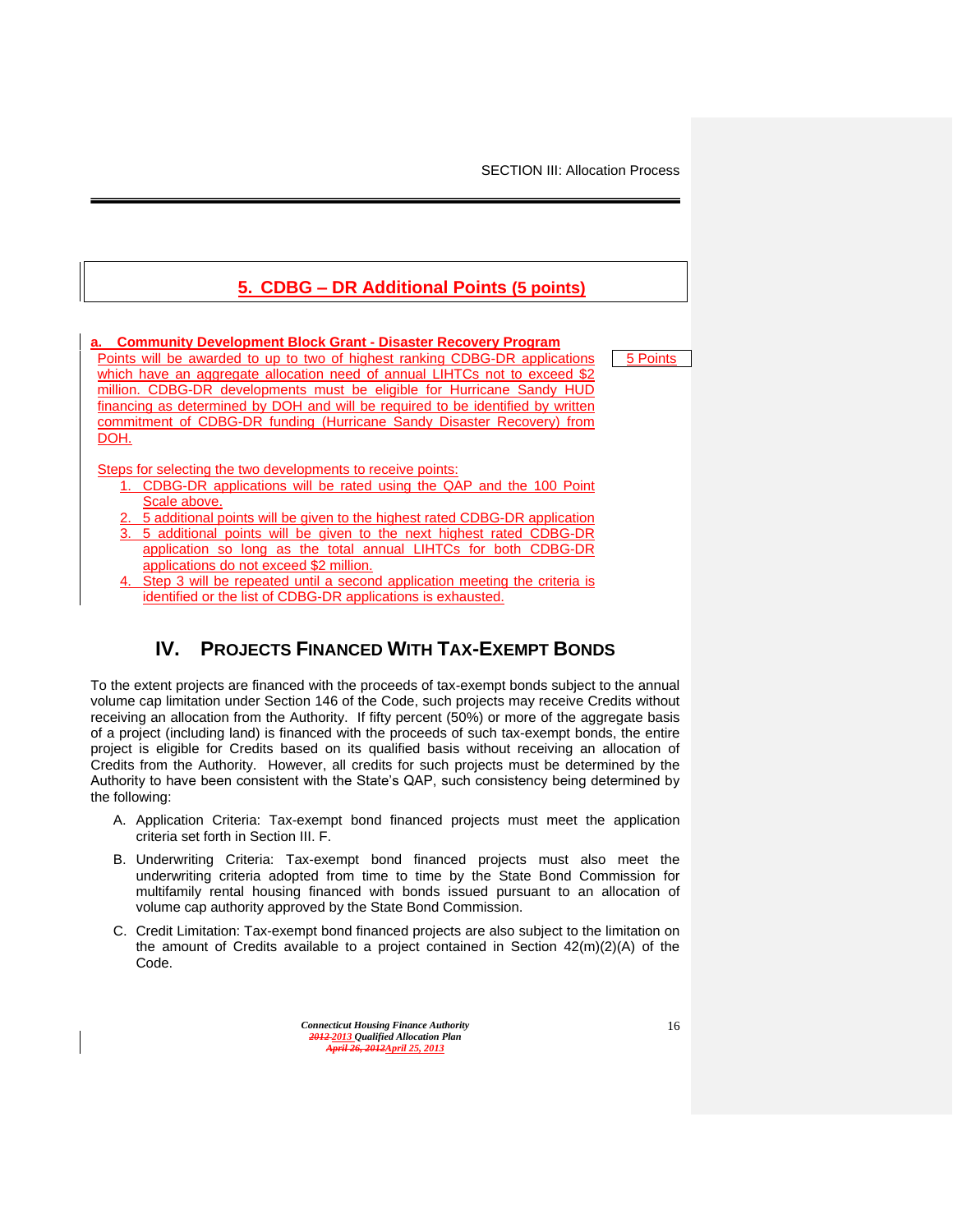## 5. CDBG – DR Additional Points (5 points)

**a. Community Development Block Grant - Disaster Recovery Program**

Points will be awarded to up to two of highest ranking CDBG-DR applications which have an aggregate allocation need of annual LIHTCs not to exceed $2 million. CDBG-DR developments must be eligible for Hurricane Sandy HUD financing as determined by DOH and will be required to be identified by written commitment of CDBG-DR funding (Hurricane Sandy Disaster Recovery) from DOH.

5 Points

Steps for selecting the two developments to receive points:

1. CDBG-DR applications will be rated using the QAP and the 100 Point Scale above.
2. 5 additional points will be given to the highest rated CDBG-DR application
3. 5 additional points will be given to the next highest rated CDBG-DR application so long as the total annual LIHTCs for both CDBG-DR applications do not exceed $2 million.
4. Step 3 will be repeated until a second application meeting the criteria is identified or the list of CDBG-DR applications is exhausted.

# IV. PROJECTS FINANCED WITH TAX-EXEMPT BONDS

To the extent projects are financed with the proceeds of tax-exempt bonds subject to the annual volume cap limitation under Section 146 of the Code, such projects may receive Credits without receiving an allocation from the Authority. If fifty percent (50%) or more of the aggregate basis of a project (including land) is financed with the proceeds of such tax-exempt bonds, the entire project is eligible for Credits based on its qualified basis without receiving an allocation of Credits from the Authority. However, all credits for such projects must be determined by the Authority to have been consistent with the State's QAP, such consistency being determined by the following:

A. Application Criteria: Tax-exempt bond financed projects must meet the application criteria set forth in Section III. F.

B. Underwriting Criteria: Tax-exempt bond financed projects must also meet the underwriting criteria adopted from time to time by the State Bond Commission for multifamily rental housing financed with bonds issued pursuant to an allocation of volume cap authority approved by the State Bond Commission.

C. Credit Limitation: Tax-exempt bond financed projects are also subject to the limitation on the amount of Credits available to a project contained in Section 42(m)(2)(A) of the Code.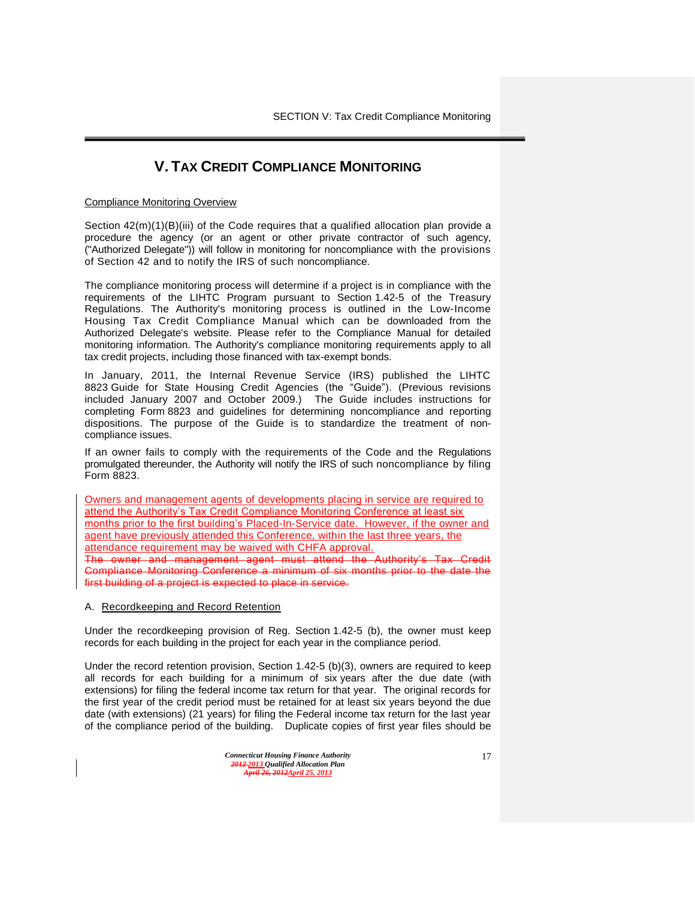# V. TAX CREDIT COMPLIANCE MONITORING

Compliance Monitoring Overview

Section 42(m)(1)(B)(iii) of the Code requires that a qualified allocation plan provide a procedure the agency (or an agent or other private contractor of such agency, ("Authorized Delegate")) will follow in monitoring for noncompliance with the provisions of Section 42 and to notify the IRS of such noncompliance.

The compliance monitoring process will determine if a project is in compliance with the requirements of the LIHTC Program pursuant to Section 1.42-5 of the Treasury Regulations. The Authority's monitoring process is outlined in the Low-Income Housing Tax Credit Compliance Manual which can be downloaded from the Authorized Delegate's website. Please refer to the Compliance Manual for detailed monitoring information. The Authority's compliance monitoring requirements apply to all tax credit projects, including those financed with tax-exempt bonds.

In January, 2011, the Internal Revenue Service (IRS) published the LIHTC 8823 Guide for State Housing Credit Agencies (the "Guide"). (Previous revisions included January 2007 and October 2009.) The Guide includes instructions for completing Form 8823 and guidelines for determining noncompliance and reporting dispositions. The purpose of the Guide is to standardize the treatment of non-compliance issues.

If an owner fails to comply with the requirements of the Code and the Regulations promulgated thereunder, the Authority will notify the IRS of such noncompliance by filing Form 8823.

Owners and management agents of developments placing in service are required to attend the Authority's Tax Credit Compliance Monitoring Conference at least six months prior to the first building's Placed-In-Service date. However, if the owner and agent have previously attended this Conference, within the last three years, the attendance requirement may be waived with CHFA approval.

~~The owner and management agent must attend the Authority's Tax Credit Compliance Monitoring Conference a minimum of six months prior to the date the first building of a project is expected to place in service.~~

A. Recordkeeping and Record Retention

Under the recordkeeping provision of Reg. Section 1.42-5 (b), the owner must keep records for each building in the project for each year in the compliance period.

Under the record retention provision, Section 1.42-5 (b)(3), owners are required to keep all records for each building for a minimum of six years after the due date (with extensions) for filing the federal income tax return for that year. The original records for the first year of the credit period must be retained for at least six years beyond the due date (with extensions) (21 years) for filing the Federal income tax return for the last year of the compliance period of the building. Duplicate copies of first year files should be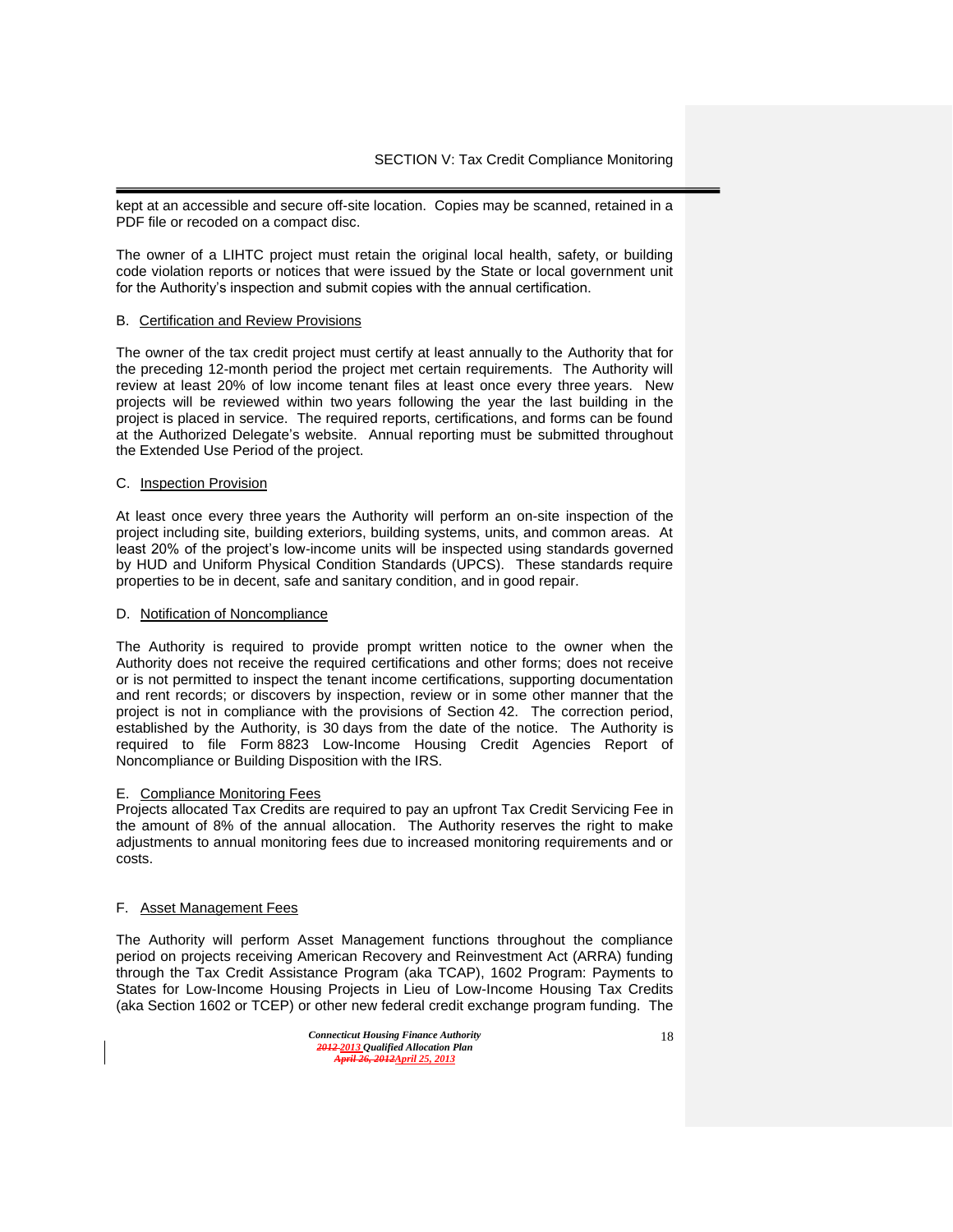kept at an accessible and secure off-site location. Copies may be scanned, retained in a PDF file or recoded on a compact disc.

The owner of a LIHTC project must retain the original local health, safety, or building code violation reports or notices that were issued by the State or local government unit for the Authority's inspection and submit copies with the annual certification.

B. Certification and Review Provisions

The owner of the tax credit project must certify at least annually to the Authority that for the preceding 12-month period the project met certain requirements. The Authority will review at least 20% of low income tenant files at least once every three years. New projects will be reviewed within two years following the year the last building in the project is placed in service. The required reports, certifications, and forms can be found at the Authorized Delegate's website. Annual reporting must be submitted throughout the Extended Use Period of the project.

C. Inspection Provision

At least once every three years the Authority will perform an on-site inspection of the project including site, building exteriors, building systems, units, and common areas. At least 20% of the project's low-income units will be inspected using standards governed by HUD and Uniform Physical Condition Standards (UPCS). These standards require properties to be in decent, safe and sanitary condition, and in good repair.

D. Notification of Noncompliance

The Authority is required to provide prompt written notice to the owner when the Authority does not receive the required certifications and other forms; does not receive or is not permitted to inspect the tenant income certifications, supporting documentation and rent records; or discovers by inspection, review or in some other manner that the project is not in compliance with the provisions of Section 42. The correction period, established by the Authority, is 30 days from the date of the notice. The Authority is required to file Form 8823 Low-Income Housing Credit Agencies Report of Noncompliance or Building Disposition with the IRS.

E. Compliance Monitoring Fees

Projects allocated Tax Credits are required to pay an upfront Tax Credit Servicing Fee in the amount of 8% of the annual allocation. The Authority reserves the right to make adjustments to annual monitoring fees due to increased monitoring requirements and or costs.

F. Asset Management Fees

The Authority will perform Asset Management functions throughout the compliance period on projects receiving American Recovery and Reinvestment Act (ARRA) funding through the Tax Credit Assistance Program (aka TCAP), 1602 Program: Payments to States for Low-Income Housing Projects in Lieu of Low-Income Housing Tax Credits (aka Section 1602 or TCEP) or other new federal credit exchange program funding. The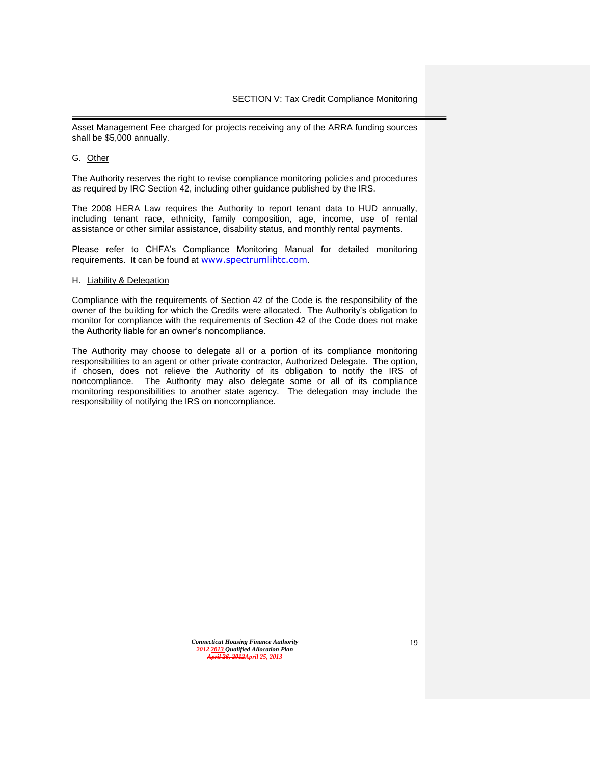Asset Management Fee charged for projects receiving any of the ARRA funding sources shall be $5,000 annually.

G. Other

The Authority reserves the right to revise compliance monitoring policies and procedures as required by IRC Section 42, including other guidance published by the IRS.

The 2008 HERA Law requires the Authority to report tenant data to HUD annually, including tenant race, ethnicity, family composition, age, income, use of rental assistance or other similar assistance, disability status, and monthly rental payments.

Please refer to CHFA's Compliance Monitoring Manual for detailed monitoring requirements. It can be found at www.spectrumlihtc.com.

H. Liability & Delegation

Compliance with the requirements of Section 42 of the Code is the responsibility of the owner of the building for which the Credits were allocated. The Authority's obligation to monitor for compliance with the requirements of Section 42 of the Code does not make the Authority liable for an owner's noncompliance.

The Authority may choose to delegate all or a portion of its compliance monitoring responsibilities to an agent or other private contractor, Authorized Delegate. The option, if chosen, does not relieve the Authority of its obligation to notify the IRS of noncompliance. The Authority may also delegate some or all of its compliance monitoring responsibilities to another state agency. The delegation may include the responsibility of notifying the IRS on noncompliance.